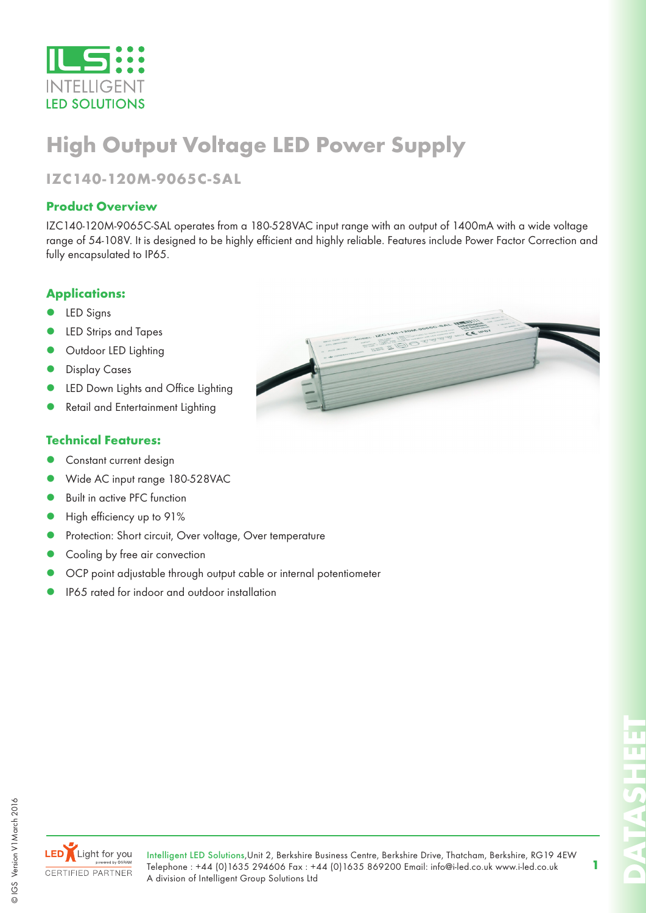# High Output Voltage LED Power Supply

## IZC140-120M-9065C-SAL

### Product Overview

IZC140-120M-9065C-SAL operates from a 180-528VAC input range with an output of 1400mA with a wide voltage range of 54-108V. It is designed to be highly efficient and highly reliable. Features include Power Factor Correction and fully encapsulated to IP65.

### Applications:

- LED Signs
- LED Strips and Tapes
- Outdoor LED Lighting
- Display Cases
- LED Down Lights and Office Lighting
- Retail and Entertainment Lighting

### Technical Features:

- Constant current design
- Wide AC input range 180-528VAC
- Built in active PFC function
- High efficiency up to 91%
- Protection: Short circuit, Over voltage, Over temperature
- Cooling by free air convection
- OCP point adjustable through output cable or internal potentiometer
- IP65 rated for indoor and outdoor installation

Intelligent LED Solutions, Unit 2, Berkshire Business Centre, Berkshire Drive, Thatcham, Berkshire, RG19 4EW
Telephone : +44 (0)1635 294606 Fax : +44 (0)1635 869200 Email: info@i-led.co.uk www.i-led.co.uk
A division of Intelligent Group Solutions Ltd

© IGS Version V1 March 2016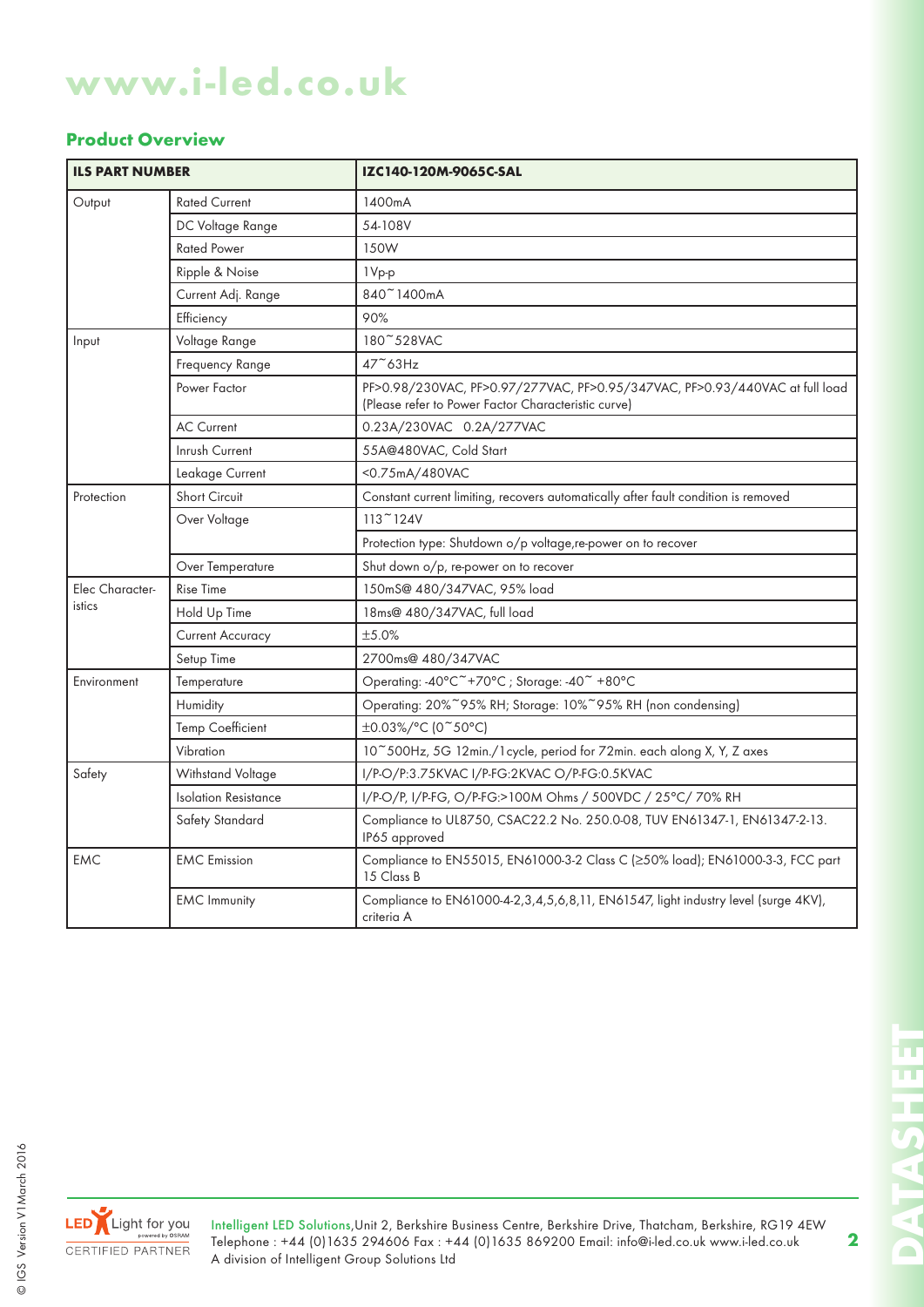# www.i-led.co.uk

## Product Overview

| ILS PART NUMBER | | IZC140-120M-9065C-SAL |
|---|---|---|
| Output | Rated Current | 1400mA |
| | DC Voltage Range | 54-108V |
| | Rated Power | 150W |
| | Ripple & Noise | 1Vp-p |
| | Current Adj. Range | 840~1400mA |
| | Efficiency | 90% |
| Input | Voltage Range | 180~528VAC |
| | Frequency Range | 47~63Hz |
| | Power Factor | PF>0.98/230VAC, PF>0.97/277VAC, PF>0.95/347VAC, PF>0.93/440VAC at full load (Please refer to Power Factor Characteristic curve) |
| | AC Current | 0.23A/230VAC 0.2A/277VAC |
| | Inrush Current | 55A@480VAC, Cold Start |
| | Leakage Current | <0.75mA/480VAC |
| Protection | Short Circuit | Constant current limiting, recovers automatically after fault condition is removed |
| | Over Voltage | 113~124V |
| | | Protection type: Shutdown o/p voltage,re-power on to recover |
| | Over Temperature | Shut down o/p, re-power on to recover |
| Elec Characteristics | Rise Time | 150mS@ 480/347VAC, 95% load |
| | Hold Up Time | 18ms@ 480/347VAC, full load |
| | Current Accuracy | ±5.0% |
| | Setup Time | 2700ms@ 480/347VAC |
| Environment | Temperature | Operating: -40°C~+70°C ; Storage: -40~ +80°C |
| | Humidity | Operating: 20%~95% RH; Storage: 10%~95% RH (non condensing) |
| | Temp Coefficient | ±0.03%/°C (0~50°C) |
| | Vibration | 10~500Hz, 5G 12min./1cycle, period for 72min. each along X, Y, Z axes |
| Safety | Withstand Voltage | I/P-O/P:3.75KVAC I/P-FG:2KVAC O/P-FG:0.5KVAC |
| | Isolation Resistance | I/P-O/P, I/P-FG, O/P-FG:>100M Ohms / 500VDC / 25°C/ 70% RH |
| | Safety Standard | Compliance to UL8750, CSAC22.2 No. 250.0-08, TUV EN61347-1, EN61347-2-13. IP65 approved |
| EMC | EMC Emission | Compliance to EN55015, EN61000-3-2 Class C (≥50% load); EN61000-3-3, FCC part 15 Class B |
| | EMC Immunity | Compliance to EN61000-4-2,3,4,5,6,8,11, EN61547, light industry level (surge 4KV), criteria A |

Intelligent LED Solutions,Unit 2, Berkshire Business Centre, Berkshire Drive, Thatcham, Berkshire, RG19 4EW
Telephone : +44 (0)1635 294606 Fax : +44 (0)1635 869200 Email: info@i-led.co.uk www.i-led.co.uk
A division of Intelligent Group Solutions Ltd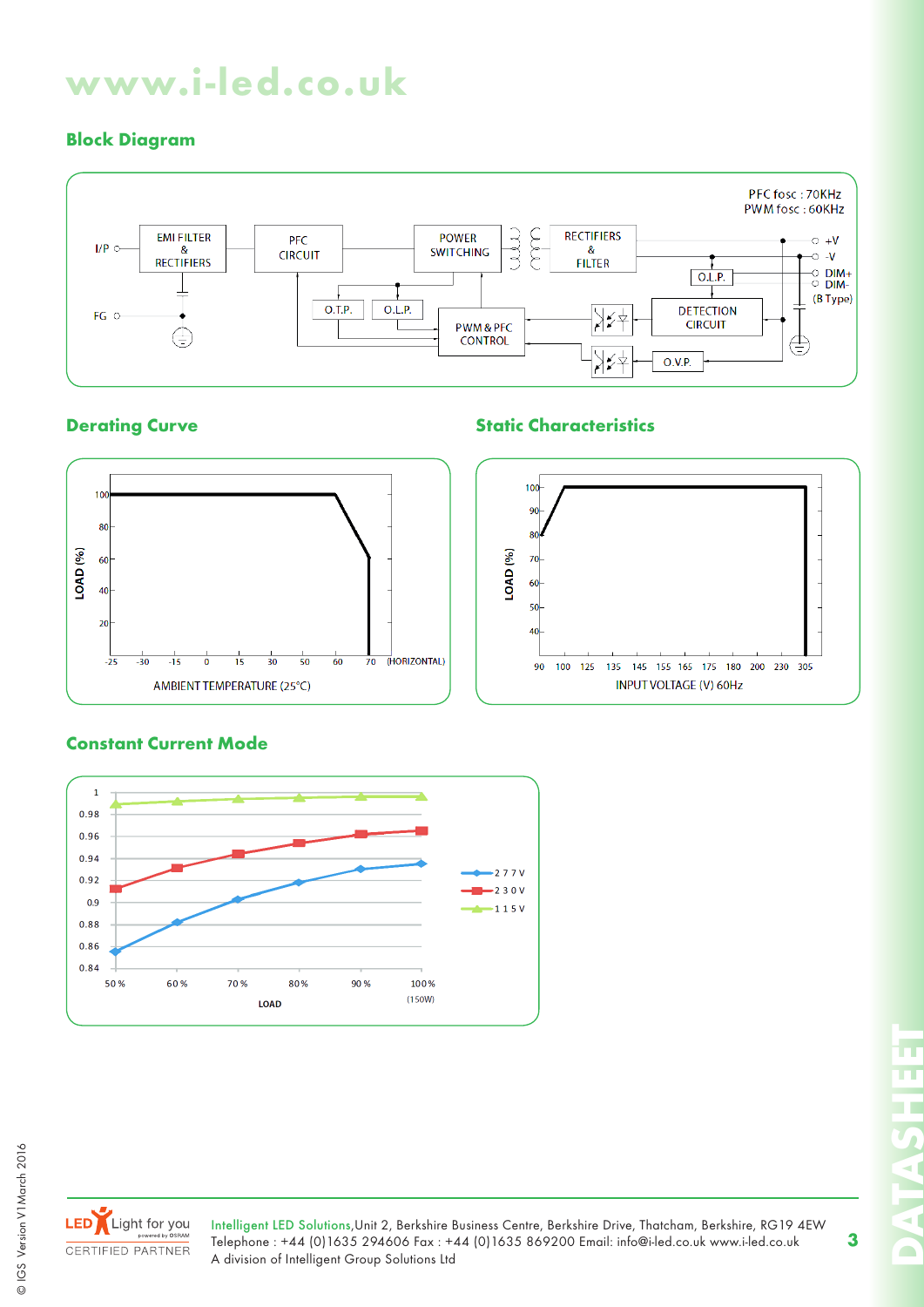## Block Diagram

PFC fosc : 70KHz
PWM fosc : 60KHz

I/P, FG, EMI FILTER & RECTIFIERS, PFC CIRCUIT, POWER SWITCHING, RECTIFIERS & FILTER, O.T.P., O.L.P., PWM & PFC CONTROL, DETECTION CIRCUIT, O.L.P., O.V.P., +V, -V, DIM+, DIM-, (B Type)

## Derating Curve

LOAD (%)

AMBIENT TEMPERATURE (25°C)

## Static Characteristics

LOAD (%)

INPUT VOLTAGE (V) 60Hz

## Constant Current Mode

LOAD

277V, 230V, 115V

Intelligent LED Solutions,Unit 2, Berkshire Business Centre, Berkshire Drive, Thatcham, Berkshire, RG19 4EW
Telephone : +44 (0)1635 294606 Fax : +44 (0)1635 869200 Email: info@i-led.co.uk www.i-led.co.uk
A division of Intelligent Group Solutions Ltd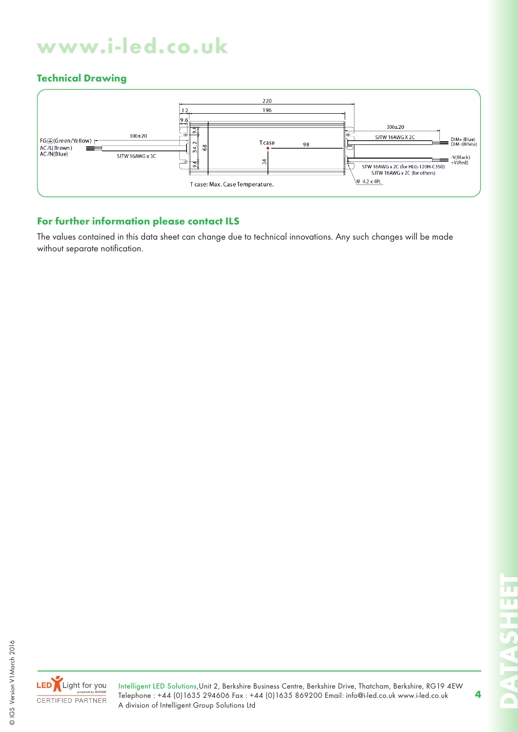www.i-led.co.uk

## Technical Drawing

220
12
196
9.6
300±20
FG⏚(Green/Yellow)
AC/L(Brown)
AC/N(Blue)
SJTW 16AWG x 3C
9.4
34.2
68
9.4
Tcase
98
34
300±20
SJTW 16AWG X 2C
DIM+ (Blue)
DIM- (White)
-V(Black)
+V(Red)
STW 16AWG x 2C (for HLG-120H-C350)
SJTW 16AWG x 2C (for others)
4.2 x 4PL
T case: Max. Case Temperature.

## For further information please contact ILS

The values contained in this data sheet can change due to technical innovations. Any such changes will be made without separate notification.

Intelligent LED Solutions,Unit 2, Berkshire Business Centre, Berkshire Drive, Thatcham, Berkshire, RG19 4EW
Telephone : +44 (0)1635 294606 Fax : +44 (0)1635 869200 Email: info@i-led.co.uk www.i-led.co.uk
A division of Intelligent Group Solutions Ltd

LED Light for you powered by OSRAM CERTIFIED PARTNER

© IGS Version V1 March 2016

DATASHEET